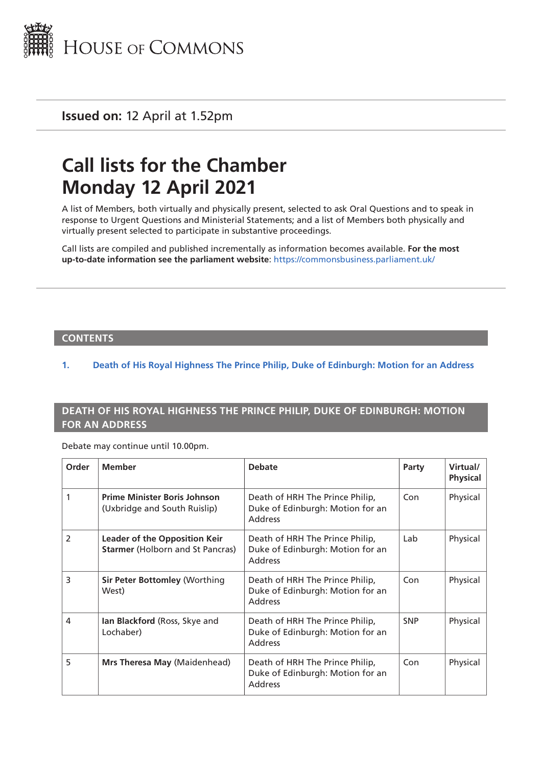HOUSE OF COMMONS

**Issued on:** 12 April at 1.52pm

# Call lists for the Chamber Monday 12 April 2021

A list of Members, both virtually and physically present, selected to ask Oral Questions and to speak in response to Urgent Questions and Ministerial Statements; and a list of Members both physically and virtually present selected to participate in substantive proceedings.

Call lists are compiled and published incrementally as information becomes available. **For the most up-to-date information see the parliament website**: https://commonsbusiness.parliament.uk/

## CONTENTS

1. Death of His Royal Highness The Prince Philip, Duke of Edinburgh: Motion for an Address

## DEATH OF HIS ROYAL HIGHNESS THE PRINCE PHILIP, DUKE OF EDINBURGH: MOTION FOR AN ADDRESS

Debate may continue until 10.00pm.

| Order | Member | Debate | Party | Virtual/ Physical |
|---|---|---|---|---|
| 1 | **Prime Minister Boris Johnson** (Uxbridge and South Ruislip) | Death of HRH The Prince Philip, Duke of Edinburgh: Motion for an Address | Con | Physical |
| 2 | **Leader of the Opposition Keir Starmer** (Holborn and St Pancras) | Death of HRH The Prince Philip, Duke of Edinburgh: Motion for an Address | Lab | Physical |
| 3 | **Sir Peter Bottomley** (Worthing West) | Death of HRH The Prince Philip, Duke of Edinburgh: Motion for an Address | Con | Physical |
| 4 | **Ian Blackford** (Ross, Skye and Lochaber) | Death of HRH The Prince Philip, Duke of Edinburgh: Motion for an Address | SNP | Physical |
| 5 | **Mrs Theresa May** (Maidenhead) | Death of HRH The Prince Philip, Duke of Edinburgh: Motion for an Address | Con | Physical |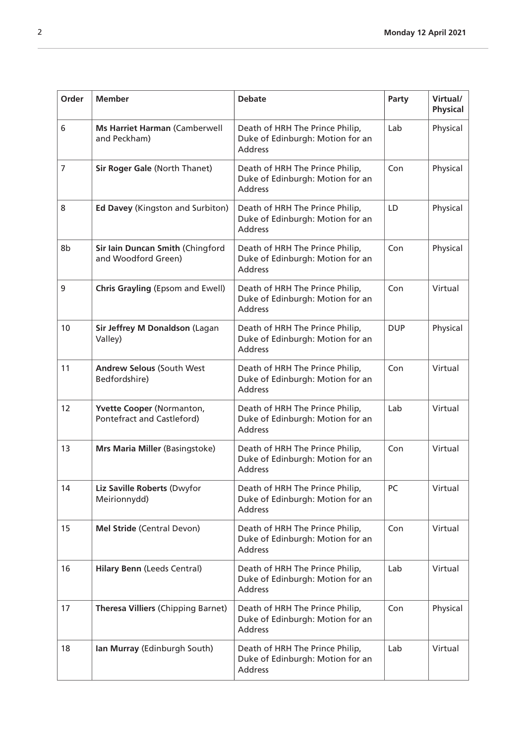| Order | Member | Debate | Party | Virtual/ Physical |
|---|---|---|---|---|
| 6 | **Ms Harriet Harman** (Camberwell and Peckham) | Death of HRH The Prince Philip, Duke of Edinburgh: Motion for an Address | Lab | Physical |
| 7 | **Sir Roger Gale** (North Thanet) | Death of HRH The Prince Philip, Duke of Edinburgh: Motion for an Address | Con | Physical |
| 8 | **Ed Davey** (Kingston and Surbiton) | Death of HRH The Prince Philip, Duke of Edinburgh: Motion for an Address | LD | Physical |
| 8b | **Sir Iain Duncan Smith** (Chingford and Woodford Green) | Death of HRH The Prince Philip, Duke of Edinburgh: Motion for an Address | Con | Physical |
| 9 | **Chris Grayling** (Epsom and Ewell) | Death of HRH The Prince Philip, Duke of Edinburgh: Motion for an Address | Con | Virtual |
| 10 | **Sir Jeffrey M Donaldson** (Lagan Valley) | Death of HRH The Prince Philip, Duke of Edinburgh: Motion for an Address | DUP | Physical |
| 11 | **Andrew Selous** (South West Bedfordshire) | Death of HRH The Prince Philip, Duke of Edinburgh: Motion for an Address | Con | Virtual |
| 12 | **Yvette Cooper** (Normanton, Pontefract and Castleford) | Death of HRH The Prince Philip, Duke of Edinburgh: Motion for an Address | Lab | Virtual |
| 13 | **Mrs Maria Miller** (Basingstoke) | Death of HRH The Prince Philip, Duke of Edinburgh: Motion for an Address | Con | Virtual |
| 14 | **Liz Saville Roberts** (Dwyfor Meirionnydd) | Death of HRH The Prince Philip, Duke of Edinburgh: Motion for an Address | PC | Virtual |
| 15 | **Mel Stride** (Central Devon) | Death of HRH The Prince Philip, Duke of Edinburgh: Motion for an Address | Con | Virtual |
| 16 | **Hilary Benn** (Leeds Central) | Death of HRH The Prince Philip, Duke of Edinburgh: Motion for an Address | Lab | Virtual |
| 17 | **Theresa Villiers** (Chipping Barnet) | Death of HRH The Prince Philip, Duke of Edinburgh: Motion for an Address | Con | Physical |
| 18 | **Ian Murray** (Edinburgh South) | Death of HRH The Prince Philip, Duke of Edinburgh: Motion for an Address | Lab | Virtual |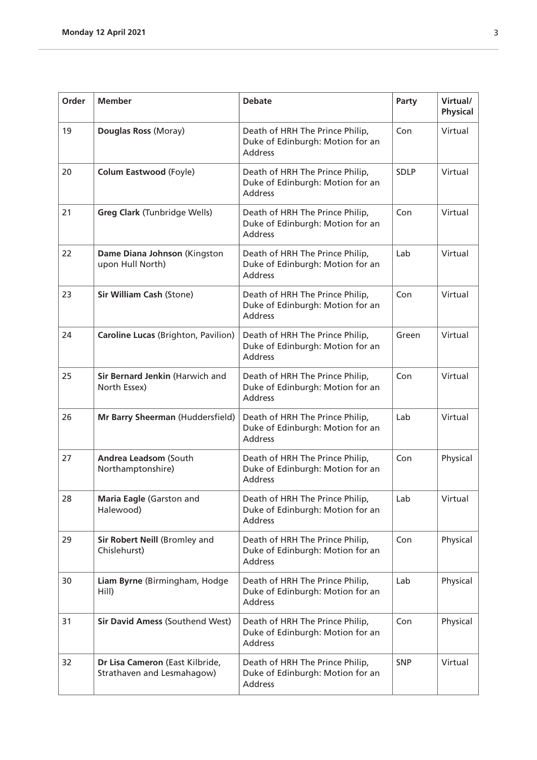| Order | Member | Debate | Party | Virtual/ Physical |
|---|---|---|---|---|
| 19 | **Douglas Ross** (Moray) | Death of HRH The Prince Philip, Duke of Edinburgh: Motion for an Address | Con | Virtual |
| 20 | **Colum Eastwood** (Foyle) | Death of HRH The Prince Philip, Duke of Edinburgh: Motion for an Address | SDLP | Virtual |
| 21 | **Greg Clark** (Tunbridge Wells) | Death of HRH The Prince Philip, Duke of Edinburgh: Motion for an Address | Con | Virtual |
| 22 | **Dame Diana Johnson** (Kingston upon Hull North) | Death of HRH The Prince Philip, Duke of Edinburgh: Motion for an Address | Lab | Virtual |
| 23 | **Sir William Cash** (Stone) | Death of HRH The Prince Philip, Duke of Edinburgh: Motion for an Address | Con | Virtual |
| 24 | **Caroline Lucas** (Brighton, Pavilion) | Death of HRH The Prince Philip, Duke of Edinburgh: Motion for an Address | Green | Virtual |
| 25 | **Sir Bernard Jenkin** (Harwich and North Essex) | Death of HRH The Prince Philip, Duke of Edinburgh: Motion for an Address | Con | Virtual |
| 26 | **Mr Barry Sheerman** (Huddersfield) | Death of HRH The Prince Philip, Duke of Edinburgh: Motion for an Address | Lab | Virtual |
| 27 | **Andrea Leadsom** (South Northamptonshire) | Death of HRH The Prince Philip, Duke of Edinburgh: Motion for an Address | Con | Physical |
| 28 | **Maria Eagle** (Garston and Halewood) | Death of HRH The Prince Philip, Duke of Edinburgh: Motion for an Address | Lab | Virtual |
| 29 | **Sir Robert Neill** (Bromley and Chislehurst) | Death of HRH The Prince Philip, Duke of Edinburgh: Motion for an Address | Con | Physical |
| 30 | **Liam Byrne** (Birmingham, Hodge Hill) | Death of HRH The Prince Philip, Duke of Edinburgh: Motion for an Address | Lab | Physical |
| 31 | **Sir David Amess** (Southend West) | Death of HRH The Prince Philip, Duke of Edinburgh: Motion for an Address | Con | Physical |
| 32 | **Dr Lisa Cameron** (East Kilbride, Strathaven and Lesmahagow) | Death of HRH The Prince Philip, Duke of Edinburgh: Motion for an Address | SNP | Virtual |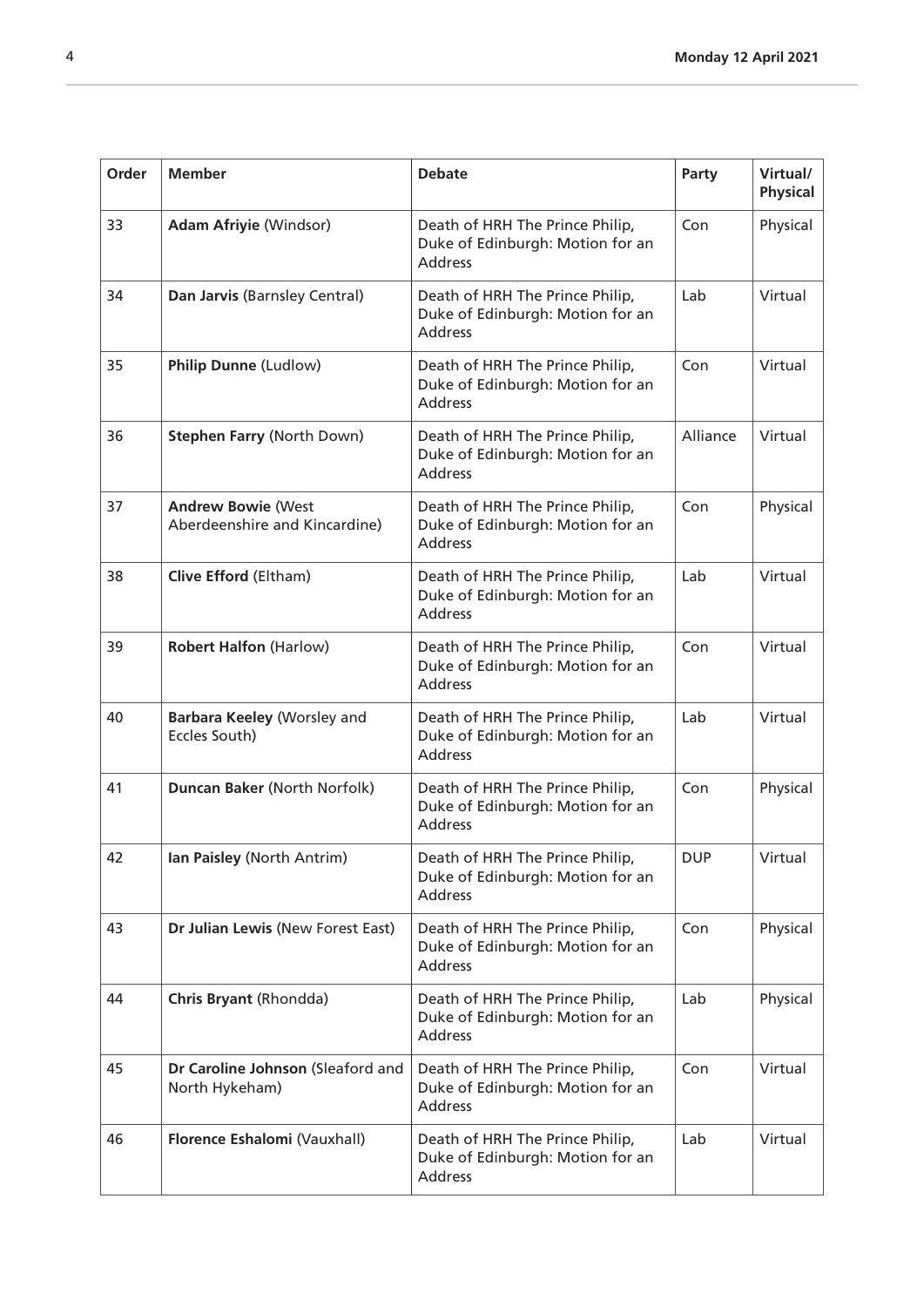| Order | Member | Debate | Party | Virtual/ Physical |
|---|---|---|---|---|
| 33 | **Adam Afriyie** (Windsor) | Death of HRH The Prince Philip, Duke of Edinburgh: Motion for an Address | Con | Physical |
| 34 | **Dan Jarvis** (Barnsley Central) | Death of HRH The Prince Philip, Duke of Edinburgh: Motion for an Address | Lab | Virtual |
| 35 | **Philip Dunne** (Ludlow) | Death of HRH The Prince Philip, Duke of Edinburgh: Motion for an Address | Con | Virtual |
| 36 | **Stephen Farry** (North Down) | Death of HRH The Prince Philip, Duke of Edinburgh: Motion for an Address | Alliance | Virtual |
| 37 | **Andrew Bowie** (West Aberdeenshire and Kincardine) | Death of HRH The Prince Philip, Duke of Edinburgh: Motion for an Address | Con | Physical |
| 38 | **Clive Efford** (Eltham) | Death of HRH The Prince Philip, Duke of Edinburgh: Motion for an Address | Lab | Virtual |
| 39 | **Robert Halfon** (Harlow) | Death of HRH The Prince Philip, Duke of Edinburgh: Motion for an Address | Con | Virtual |
| 40 | **Barbara Keeley** (Worsley and Eccles South) | Death of HRH The Prince Philip, Duke of Edinburgh: Motion for an Address | Lab | Virtual |
| 41 | **Duncan Baker** (North Norfolk) | Death of HRH The Prince Philip, Duke of Edinburgh: Motion for an Address | Con | Physical |
| 42 | **Ian Paisley** (North Antrim) | Death of HRH The Prince Philip, Duke of Edinburgh: Motion for an Address | DUP | Virtual |
| 43 | **Dr Julian Lewis** (New Forest East) | Death of HRH The Prince Philip, Duke of Edinburgh: Motion for an Address | Con | Physical |
| 44 | **Chris Bryant** (Rhondda) | Death of HRH The Prince Philip, Duke of Edinburgh: Motion for an Address | Lab | Physical |
| 45 | **Dr Caroline Johnson** (Sleaford and North Hykeham) | Death of HRH The Prince Philip, Duke of Edinburgh: Motion for an Address | Con | Virtual |
| 46 | **Florence Eshalomi** (Vauxhall) | Death of HRH The Prince Philip, Duke of Edinburgh: Motion for an Address | Lab | Virtual |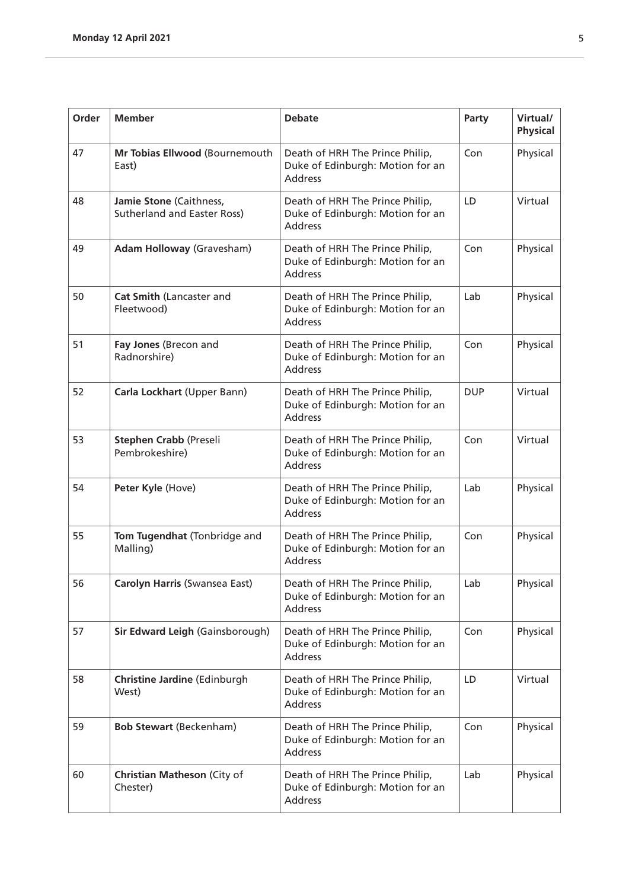| Order | Member | Debate | Party | Virtual/ Physical |
|---|---|---|---|---|
| 47 | **Mr Tobias Ellwood** (Bournemouth East) | Death of HRH The Prince Philip, Duke of Edinburgh: Motion for an Address | Con | Physical |
| 48 | **Jamie Stone** (Caithness, Sutherland and Easter Ross) | Death of HRH The Prince Philip, Duke of Edinburgh: Motion for an Address | LD | Virtual |
| 49 | **Adam Holloway** (Gravesham) | Death of HRH The Prince Philip, Duke of Edinburgh: Motion for an Address | Con | Physical |
| 50 | **Cat Smith** (Lancaster and Fleetwood) | Death of HRH The Prince Philip, Duke of Edinburgh: Motion for an Address | Lab | Physical |
| 51 | **Fay Jones** (Brecon and Radnorshire) | Death of HRH The Prince Philip, Duke of Edinburgh: Motion for an Address | Con | Physical |
| 52 | **Carla Lockhart** (Upper Bann) | Death of HRH The Prince Philip, Duke of Edinburgh: Motion for an Address | DUP | Virtual |
| 53 | **Stephen Crabb** (Preseli Pembrokeshire) | Death of HRH The Prince Philip, Duke of Edinburgh: Motion for an Address | Con | Virtual |
| 54 | **Peter Kyle** (Hove) | Death of HRH The Prince Philip, Duke of Edinburgh: Motion for an Address | Lab | Physical |
| 55 | **Tom Tugendhat** (Tonbridge and Malling) | Death of HRH The Prince Philip, Duke of Edinburgh: Motion for an Address | Con | Physical |
| 56 | **Carolyn Harris** (Swansea East) | Death of HRH The Prince Philip, Duke of Edinburgh: Motion for an Address | Lab | Physical |
| 57 | **Sir Edward Leigh** (Gainsborough) | Death of HRH The Prince Philip, Duke of Edinburgh: Motion for an Address | Con | Physical |
| 58 | **Christine Jardine** (Edinburgh West) | Death of HRH The Prince Philip, Duke of Edinburgh: Motion for an Address | LD | Virtual |
| 59 | **Bob Stewart** (Beckenham) | Death of HRH The Prince Philip, Duke of Edinburgh: Motion for an Address | Con | Physical |
| 60 | **Christian Matheson** (City of Chester) | Death of HRH The Prince Philip, Duke of Edinburgh: Motion for an Address | Lab | Physical |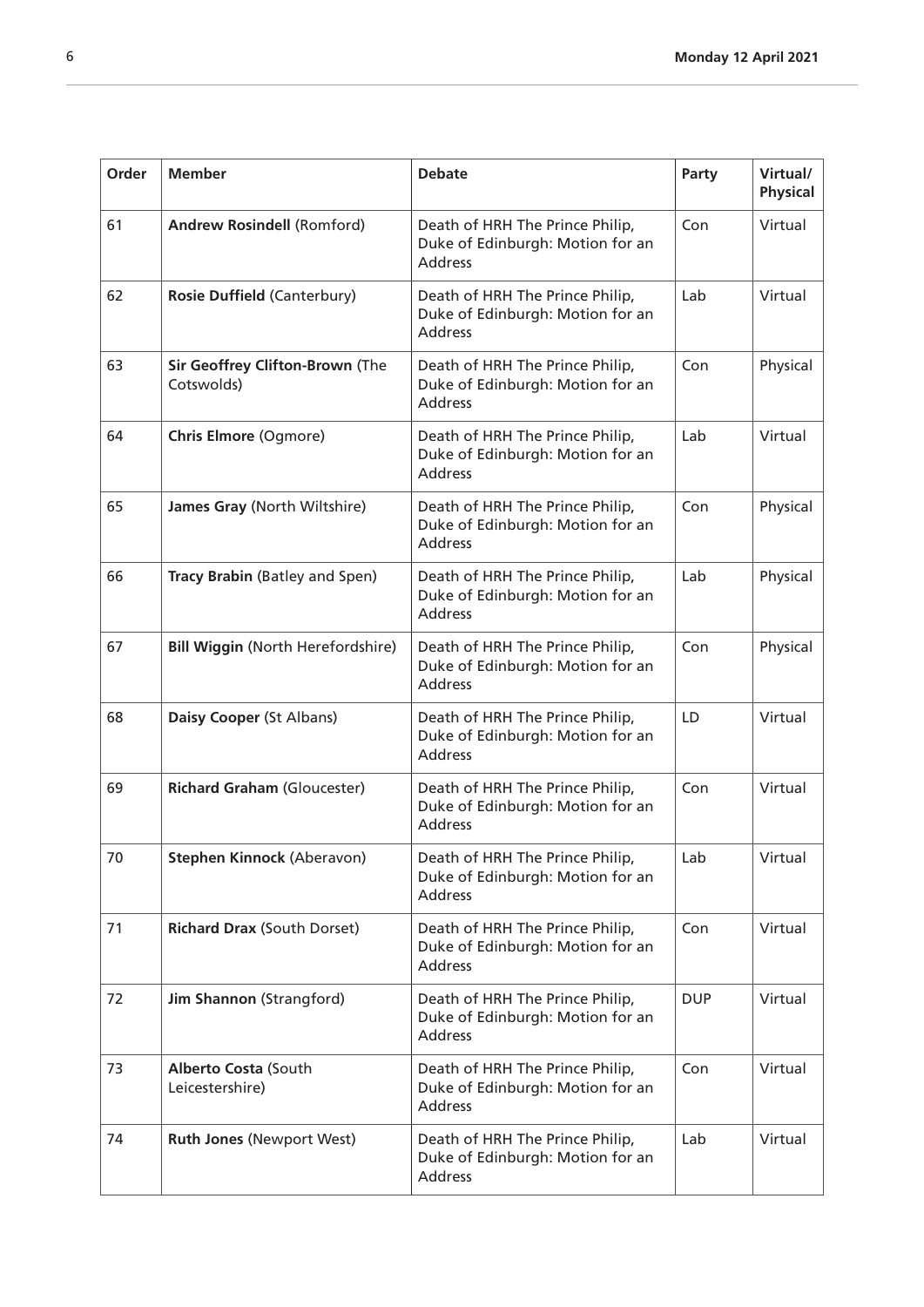| Order | Member | Debate | Party | Virtual/ Physical |
|---|---|---|---|---|
| 61 | **Andrew Rosindell** (Romford) | Death of HRH The Prince Philip, Duke of Edinburgh: Motion for an Address | Con | Virtual |
| 62 | **Rosie Duffield** (Canterbury) | Death of HRH The Prince Philip, Duke of Edinburgh: Motion for an Address | Lab | Virtual |
| 63 | **Sir Geoffrey Clifton-Brown** (The Cotswolds) | Death of HRH The Prince Philip, Duke of Edinburgh: Motion for an Address | Con | Physical |
| 64 | **Chris Elmore** (Ogmore) | Death of HRH The Prince Philip, Duke of Edinburgh: Motion for an Address | Lab | Virtual |
| 65 | **James Gray** (North Wiltshire) | Death of HRH The Prince Philip, Duke of Edinburgh: Motion for an Address | Con | Physical |
| 66 | **Tracy Brabin** (Batley and Spen) | Death of HRH The Prince Philip, Duke of Edinburgh: Motion for an Address | Lab | Physical |
| 67 | **Bill Wiggin** (North Herefordshire) | Death of HRH The Prince Philip, Duke of Edinburgh: Motion for an Address | Con | Physical |
| 68 | **Daisy Cooper** (St Albans) | Death of HRH The Prince Philip, Duke of Edinburgh: Motion for an Address | LD | Virtual |
| 69 | **Richard Graham** (Gloucester) | Death of HRH The Prince Philip, Duke of Edinburgh: Motion for an Address | Con | Virtual |
| 70 | **Stephen Kinnock** (Aberavon) | Death of HRH The Prince Philip, Duke of Edinburgh: Motion for an Address | Lab | Virtual |
| 71 | **Richard Drax** (South Dorset) | Death of HRH The Prince Philip, Duke of Edinburgh: Motion for an Address | Con | Virtual |
| 72 | **Jim Shannon** (Strangford) | Death of HRH The Prince Philip, Duke of Edinburgh: Motion for an Address | DUP | Virtual |
| 73 | **Alberto Costa** (South Leicestershire) | Death of HRH The Prince Philip, Duke of Edinburgh: Motion for an Address | Con | Virtual |
| 74 | **Ruth Jones** (Newport West) | Death of HRH The Prince Philip, Duke of Edinburgh: Motion for an Address | Lab | Virtual |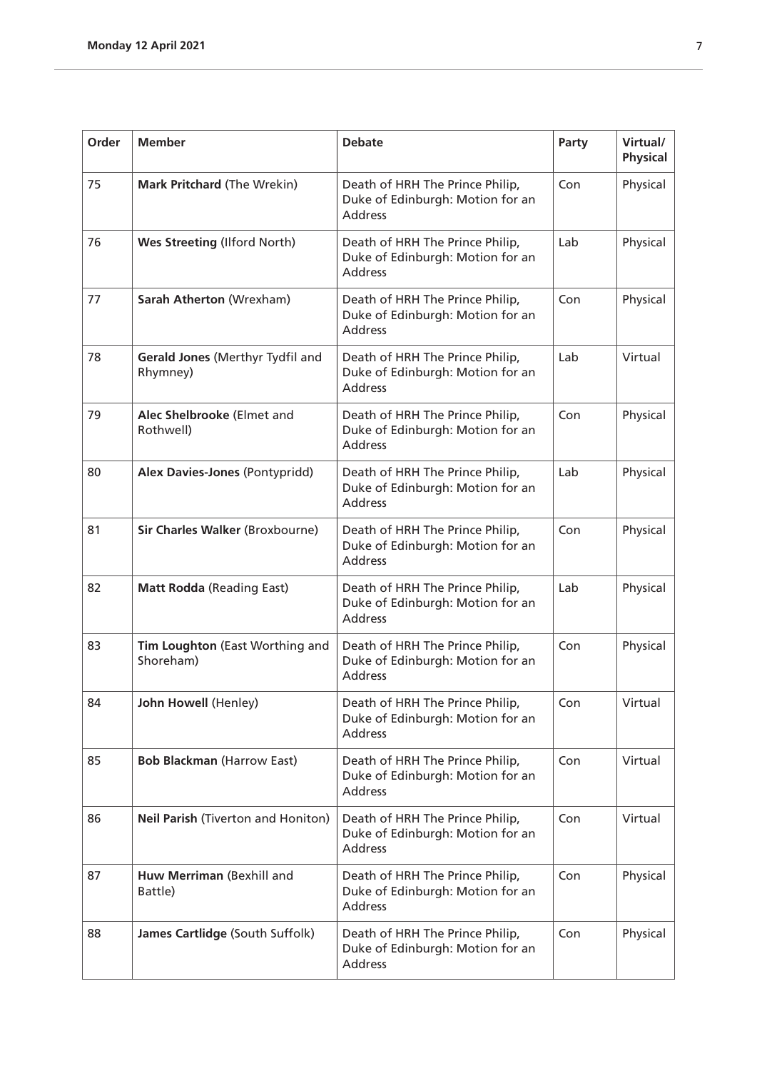| Order | Member | Debate | Party | Virtual/ Physical |
|---|---|---|---|---|
| 75 | **Mark Pritchard** (The Wrekin) | Death of HRH The Prince Philip, Duke of Edinburgh: Motion for an Address | Con | Physical |
| 76 | **Wes Streeting** (Ilford North) | Death of HRH The Prince Philip, Duke of Edinburgh: Motion for an Address | Lab | Physical |
| 77 | **Sarah Atherton** (Wrexham) | Death of HRH The Prince Philip, Duke of Edinburgh: Motion for an Address | Con | Physical |
| 78 | **Gerald Jones** (Merthyr Tydfil and Rhymney) | Death of HRH The Prince Philip, Duke of Edinburgh: Motion for an Address | Lab | Virtual |
| 79 | **Alec Shelbrooke** (Elmet and Rothwell) | Death of HRH The Prince Philip, Duke of Edinburgh: Motion for an Address | Con | Physical |
| 80 | **Alex Davies-Jones** (Pontypridd) | Death of HRH The Prince Philip, Duke of Edinburgh: Motion for an Address | Lab | Physical |
| 81 | **Sir Charles Walker** (Broxbourne) | Death of HRH The Prince Philip, Duke of Edinburgh: Motion for an Address | Con | Physical |
| 82 | **Matt Rodda** (Reading East) | Death of HRH The Prince Philip, Duke of Edinburgh: Motion for an Address | Lab | Physical |
| 83 | **Tim Loughton** (East Worthing and Shoreham) | Death of HRH The Prince Philip, Duke of Edinburgh: Motion for an Address | Con | Physical |
| 84 | **John Howell** (Henley) | Death of HRH The Prince Philip, Duke of Edinburgh: Motion for an Address | Con | Virtual |
| 85 | **Bob Blackman** (Harrow East) | Death of HRH The Prince Philip, Duke of Edinburgh: Motion for an Address | Con | Virtual |
| 86 | **Neil Parish** (Tiverton and Honiton) | Death of HRH The Prince Philip, Duke of Edinburgh: Motion for an Address | Con | Virtual |
| 87 | **Huw Merriman** (Bexhill and Battle) | Death of HRH The Prince Philip, Duke of Edinburgh: Motion for an Address | Con | Physical |
| 88 | **James Cartlidge** (South Suffolk) | Death of HRH The Prince Philip, Duke of Edinburgh: Motion for an Address | Con | Physical |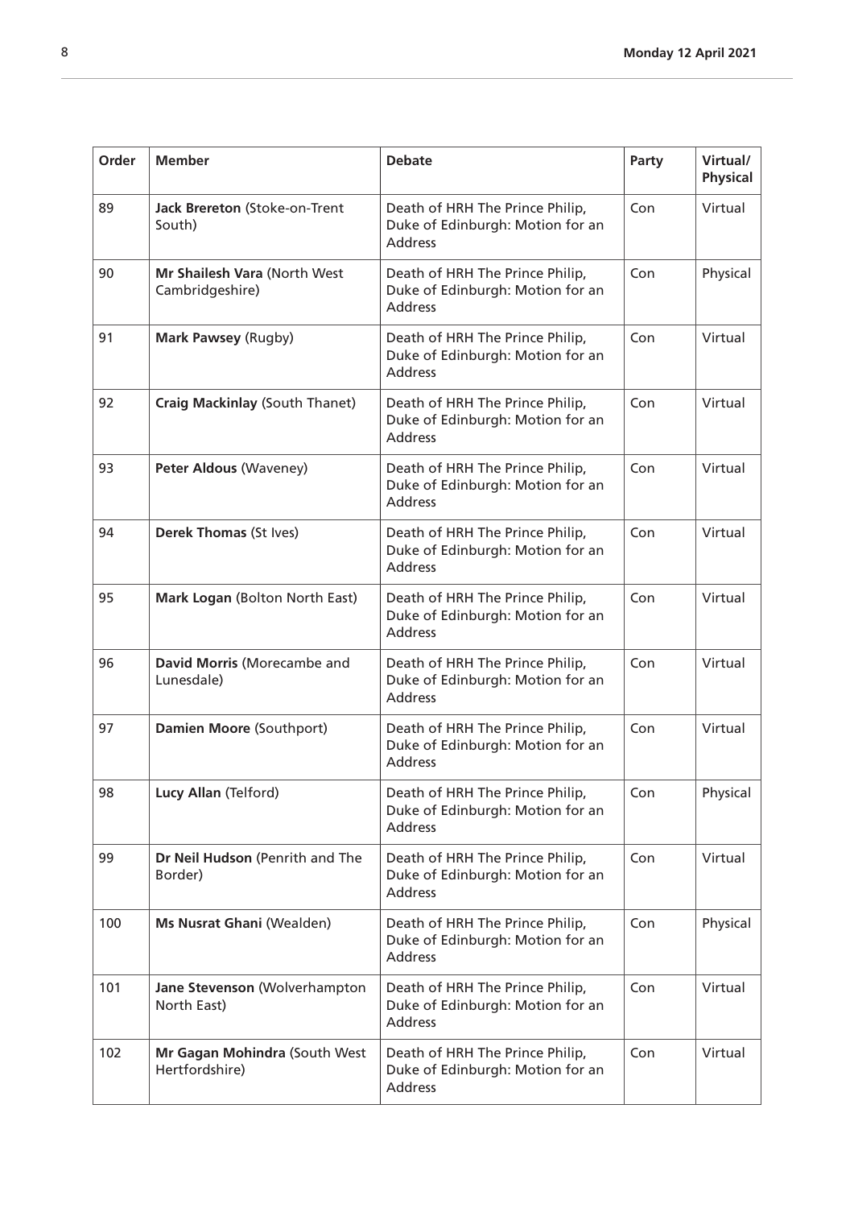| Order | Member | Debate | Party | Virtual/ Physical |
|---|---|---|---|---|
| 89 | **Jack Brereton** (Stoke-on-Trent South) | Death of HRH The Prince Philip, Duke of Edinburgh: Motion for an Address | Con | Virtual |
| 90 | **Mr Shailesh Vara** (North West Cambridgeshire) | Death of HRH The Prince Philip, Duke of Edinburgh: Motion for an Address | Con | Physical |
| 91 | **Mark Pawsey** (Rugby) | Death of HRH The Prince Philip, Duke of Edinburgh: Motion for an Address | Con | Virtual |
| 92 | **Craig Mackinlay** (South Thanet) | Death of HRH The Prince Philip, Duke of Edinburgh: Motion for an Address | Con | Virtual |
| 93 | **Peter Aldous** (Waveney) | Death of HRH The Prince Philip, Duke of Edinburgh: Motion for an Address | Con | Virtual |
| 94 | **Derek Thomas** (St Ives) | Death of HRH The Prince Philip, Duke of Edinburgh: Motion for an Address | Con | Virtual |
| 95 | **Mark Logan** (Bolton North East) | Death of HRH The Prince Philip, Duke of Edinburgh: Motion for an Address | Con | Virtual |
| 96 | **David Morris** (Morecambe and Lunesdale) | Death of HRH The Prince Philip, Duke of Edinburgh: Motion for an Address | Con | Virtual |
| 97 | **Damien Moore** (Southport) | Death of HRH The Prince Philip, Duke of Edinburgh: Motion for an Address | Con | Virtual |
| 98 | **Lucy Allan** (Telford) | Death of HRH The Prince Philip, Duke of Edinburgh: Motion for an Address | Con | Physical |
| 99 | **Dr Neil Hudson** (Penrith and The Border) | Death of HRH The Prince Philip, Duke of Edinburgh: Motion for an Address | Con | Virtual |
| 100 | **Ms Nusrat Ghani** (Wealden) | Death of HRH The Prince Philip, Duke of Edinburgh: Motion for an Address | Con | Physical |
| 101 | **Jane Stevenson** (Wolverhampton North East) | Death of HRH The Prince Philip, Duke of Edinburgh: Motion for an Address | Con | Virtual |
| 102 | **Mr Gagan Mohindra** (South West Hertfordshire) | Death of HRH The Prince Philip, Duke of Edinburgh: Motion for an Address | Con | Virtual |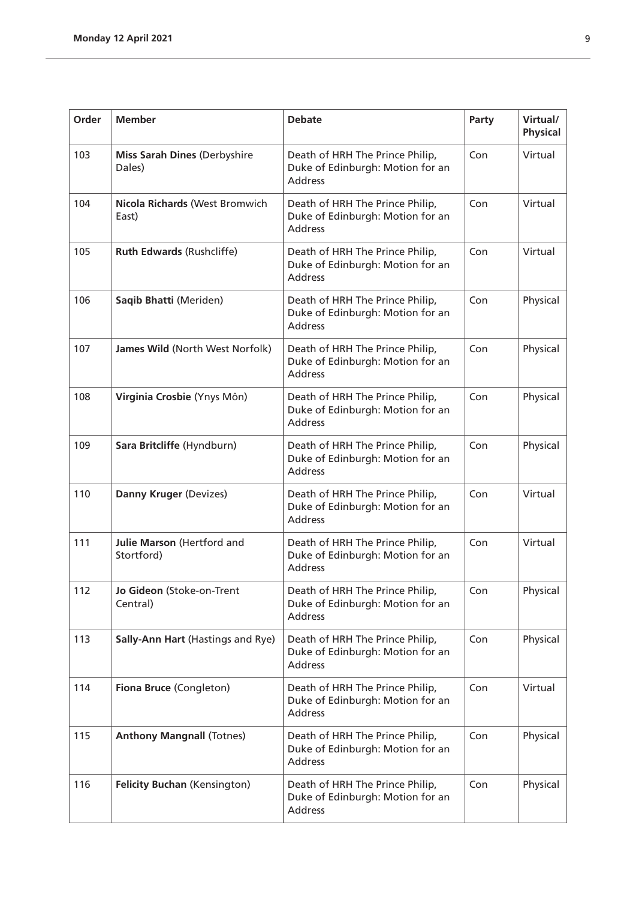| Order | Member | Debate | Party | Virtual/ Physical |
|---|---|---|---|---|
| 103 | **Miss Sarah Dines** (Derbyshire Dales) | Death of HRH The Prince Philip, Duke of Edinburgh: Motion for an Address | Con | Virtual |
| 104 | **Nicola Richards** (West Bromwich East) | Death of HRH The Prince Philip, Duke of Edinburgh: Motion for an Address | Con | Virtual |
| 105 | **Ruth Edwards** (Rushcliffe) | Death of HRH The Prince Philip, Duke of Edinburgh: Motion for an Address | Con | Virtual |
| 106 | **Saqib Bhatti** (Meriden) | Death of HRH The Prince Philip, Duke of Edinburgh: Motion for an Address | Con | Physical |
| 107 | **James Wild** (North West Norfolk) | Death of HRH The Prince Philip, Duke of Edinburgh: Motion for an Address | Con | Physical |
| 108 | **Virginia Crosbie** (Ynys Môn) | Death of HRH The Prince Philip, Duke of Edinburgh: Motion for an Address | Con | Physical |
| 109 | **Sara Britcliffe** (Hyndburn) | Death of HRH The Prince Philip, Duke of Edinburgh: Motion for an Address | Con | Physical |
| 110 | **Danny Kruger** (Devizes) | Death of HRH The Prince Philip, Duke of Edinburgh: Motion for an Address | Con | Virtual |
| 111 | **Julie Marson** (Hertford and Stortford) | Death of HRH The Prince Philip, Duke of Edinburgh: Motion for an Address | Con | Virtual |
| 112 | **Jo Gideon** (Stoke-on-Trent Central) | Death of HRH The Prince Philip, Duke of Edinburgh: Motion for an Address | Con | Physical |
| 113 | **Sally-Ann Hart** (Hastings and Rye) | Death of HRH The Prince Philip, Duke of Edinburgh: Motion for an Address | Con | Physical |
| 114 | **Fiona Bruce** (Congleton) | Death of HRH The Prince Philip, Duke of Edinburgh: Motion for an Address | Con | Virtual |
| 115 | **Anthony Mangnall** (Totnes) | Death of HRH The Prince Philip, Duke of Edinburgh: Motion for an Address | Con | Physical |
| 116 | **Felicity Buchan** (Kensington) | Death of HRH The Prince Philip, Duke of Edinburgh: Motion for an Address | Con | Physical |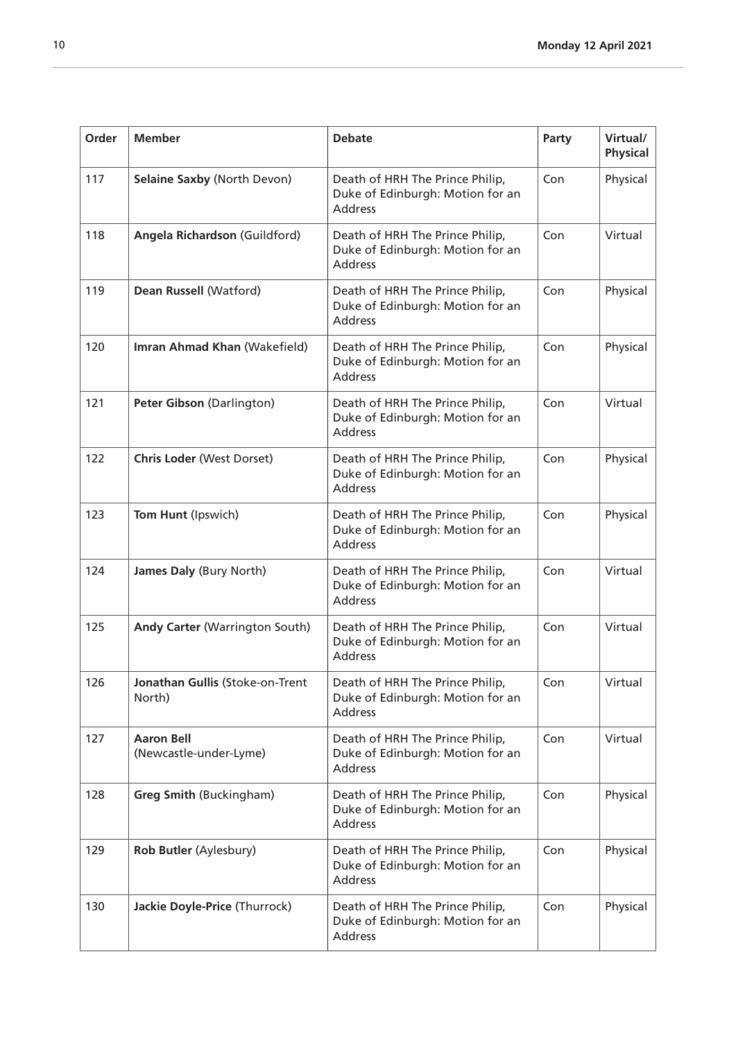| Order | Member | Debate | Party | Virtual/ Physical |
|---|---|---|---|---|
| 117 | **Selaine Saxby** (North Devon) | Death of HRH The Prince Philip, Duke of Edinburgh: Motion for an Address | Con | Physical |
| 118 | **Angela Richardson** (Guildford) | Death of HRH The Prince Philip, Duke of Edinburgh: Motion for an Address | Con | Virtual |
| 119 | **Dean Russell** (Watford) | Death of HRH The Prince Philip, Duke of Edinburgh: Motion for an Address | Con | Physical |
| 120 | **Imran Ahmad Khan** (Wakefield) | Death of HRH The Prince Philip, Duke of Edinburgh: Motion for an Address | Con | Physical |
| 121 | **Peter Gibson** (Darlington) | Death of HRH The Prince Philip, Duke of Edinburgh: Motion for an Address | Con | Virtual |
| 122 | **Chris Loder** (West Dorset) | Death of HRH The Prince Philip, Duke of Edinburgh: Motion for an Address | Con | Physical |
| 123 | **Tom Hunt** (Ipswich) | Death of HRH The Prince Philip, Duke of Edinburgh: Motion for an Address | Con | Physical |
| 124 | **James Daly** (Bury North) | Death of HRH The Prince Philip, Duke of Edinburgh: Motion for an Address | Con | Virtual |
| 125 | **Andy Carter** (Warrington South) | Death of HRH The Prince Philip, Duke of Edinburgh: Motion for an Address | Con | Virtual |
| 126 | **Jonathan Gullis** (Stoke-on-Trent North) | Death of HRH The Prince Philip, Duke of Edinburgh: Motion for an Address | Con | Virtual |
| 127 | **Aaron Bell** (Newcastle-under-Lyme) | Death of HRH The Prince Philip, Duke of Edinburgh: Motion for an Address | Con | Virtual |
| 128 | **Greg Smith** (Buckingham) | Death of HRH The Prince Philip, Duke of Edinburgh: Motion for an Address | Con | Physical |
| 129 | **Rob Butler** (Aylesbury) | Death of HRH The Prince Philip, Duke of Edinburgh: Motion for an Address | Con | Physical |
| 130 | **Jackie Doyle-Price** (Thurrock) | Death of HRH The Prince Philip, Duke of Edinburgh: Motion for an Address | Con | Physical |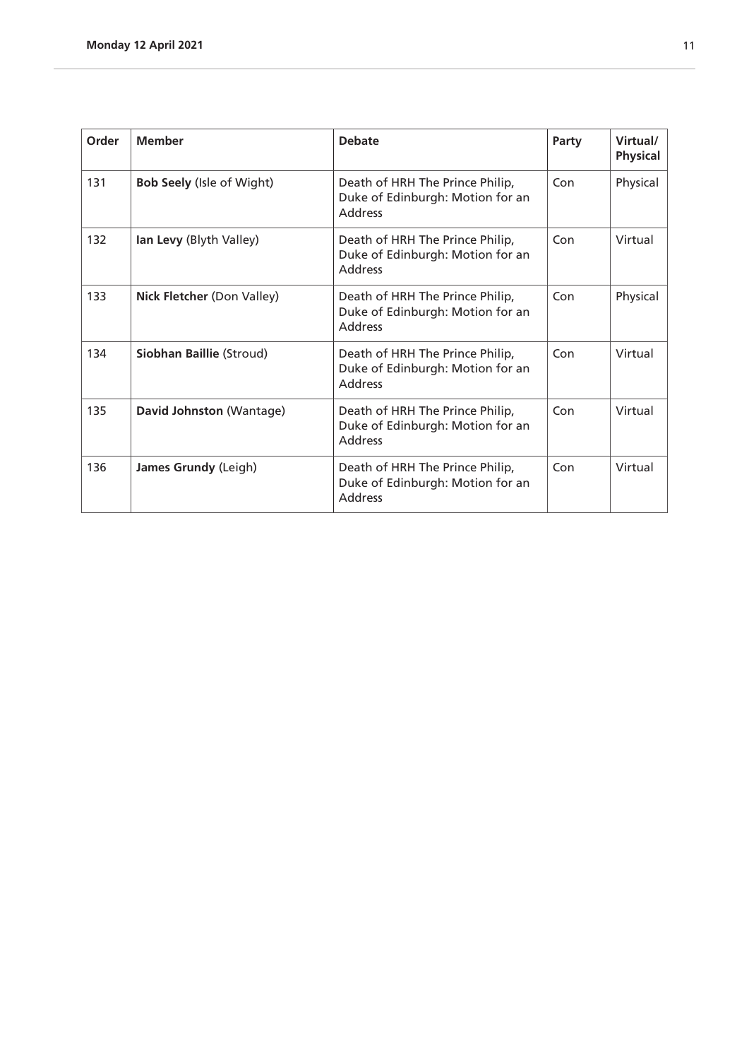| Order | Member | Debate | Party | Virtual/ Physical |
|---|---|---|---|---|
| 131 | **Bob Seely** (Isle of Wight) | Death of HRH The Prince Philip, Duke of Edinburgh: Motion for an Address | Con | Physical |
| 132 | **Ian Levy** (Blyth Valley) | Death of HRH The Prince Philip, Duke of Edinburgh: Motion for an Address | Con | Virtual |
| 133 | **Nick Fletcher** (Don Valley) | Death of HRH The Prince Philip, Duke of Edinburgh: Motion for an Address | Con | Physical |
| 134 | **Siobhan Baillie** (Stroud) | Death of HRH The Prince Philip, Duke of Edinburgh: Motion for an Address | Con | Virtual |
| 135 | **David Johnston** (Wantage) | Death of HRH The Prince Philip, Duke of Edinburgh: Motion for an Address | Con | Virtual |
| 136 | **James Grundy** (Leigh) | Death of HRH The Prince Philip, Duke of Edinburgh: Motion for an Address | Con | Virtual |